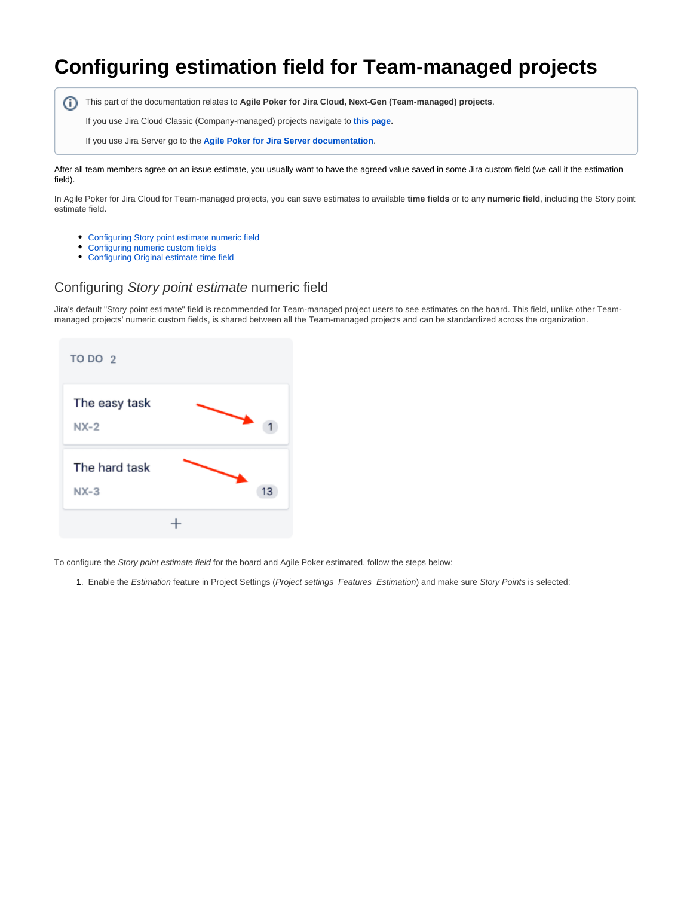# Configuring estimation field for Team-managed projects

> This part of the documentation relates to **Agile Poker for Jira Cloud, Next-Gen (Team-managed) projects**.
>
> If you use Jira Cloud Classic (Company-managed) projects navigate to **this page**.
>
> If you use Jira Server go to the **Agile Poker for Jira Server documentation**.

After all team members agree on an issue estimate, you usually want to have the agreed value saved in some Jira custom field (we call it the estimation field).

In Agile Poker for Jira Cloud for Team-managed projects, you can save estimates to available **time fields** or to any **numeric field**, including the Story point estimate field.

- Configuring Story point estimate numeric field
- Configuring numeric custom fields
- Configuring Original estimate time field

## Configuring *Story point estimate* numeric field

Jira's default "Story point estimate" field is recommended for Team-managed project users to see estimates on the board. This field, unlike other Team-managed projects' numeric custom fields, is shared between all the Team-managed projects and can be standardized across the organization.

To configure the *Story point estimate field* for the board and Agile Poker estimated, follow the steps below:

1. Enable the *Estimation* feature in Project Settings (*Project settings  Features  Estimation*) and make sure *Story Points* is selected: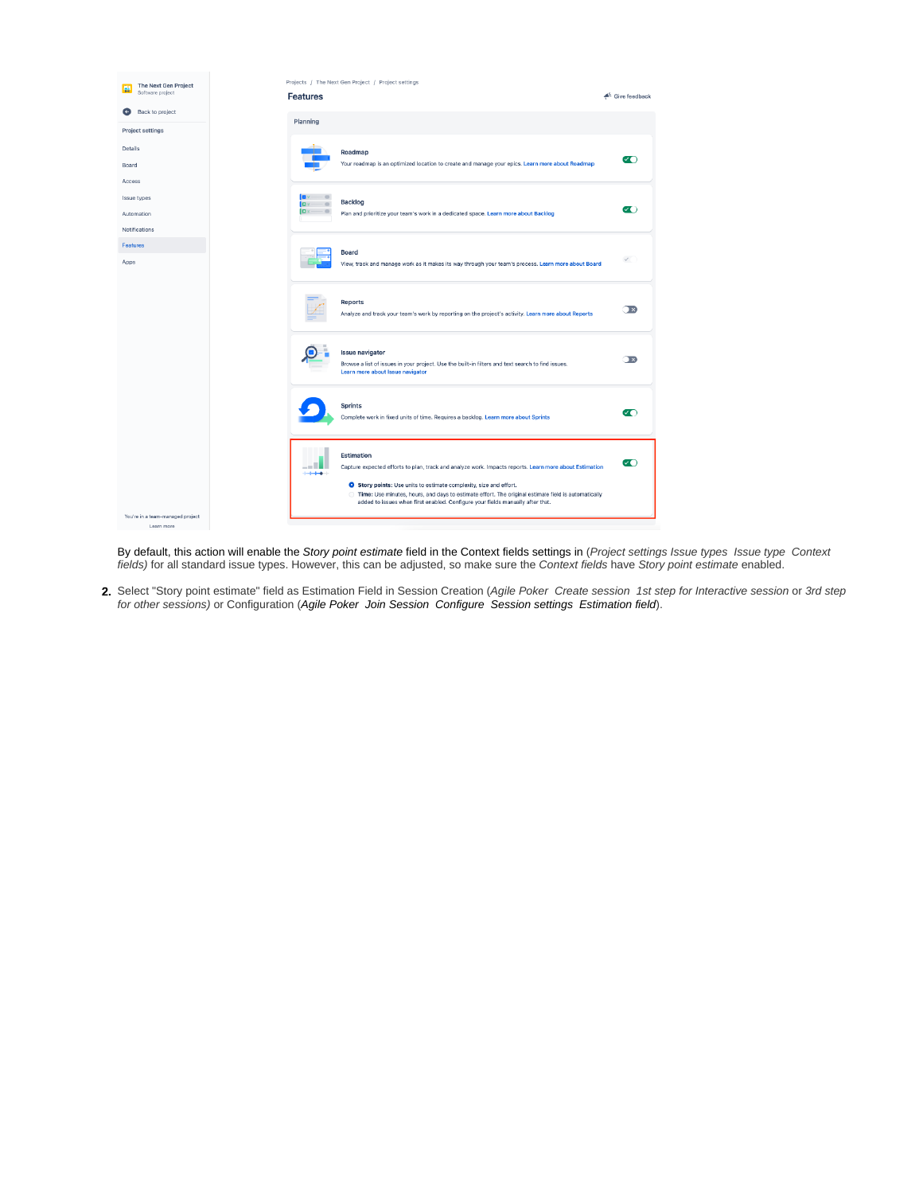By default, this action will enable the *Story point estimate* field in the Context fields settings in (*Project settings Issue types Issue type Context fields)* for all standard issue types. However, this can be adjusted, so make sure the *Context fields* have *Story point estimate* enabled.

2. Select "Story point estimate" field as Estimation Field in Session Creation (*Agile Poker Create session 1st step for Interactive session* or *3rd step for other sessions)* or Configuration (*Agile Poker Join Session Configure Session settings Estimation field*).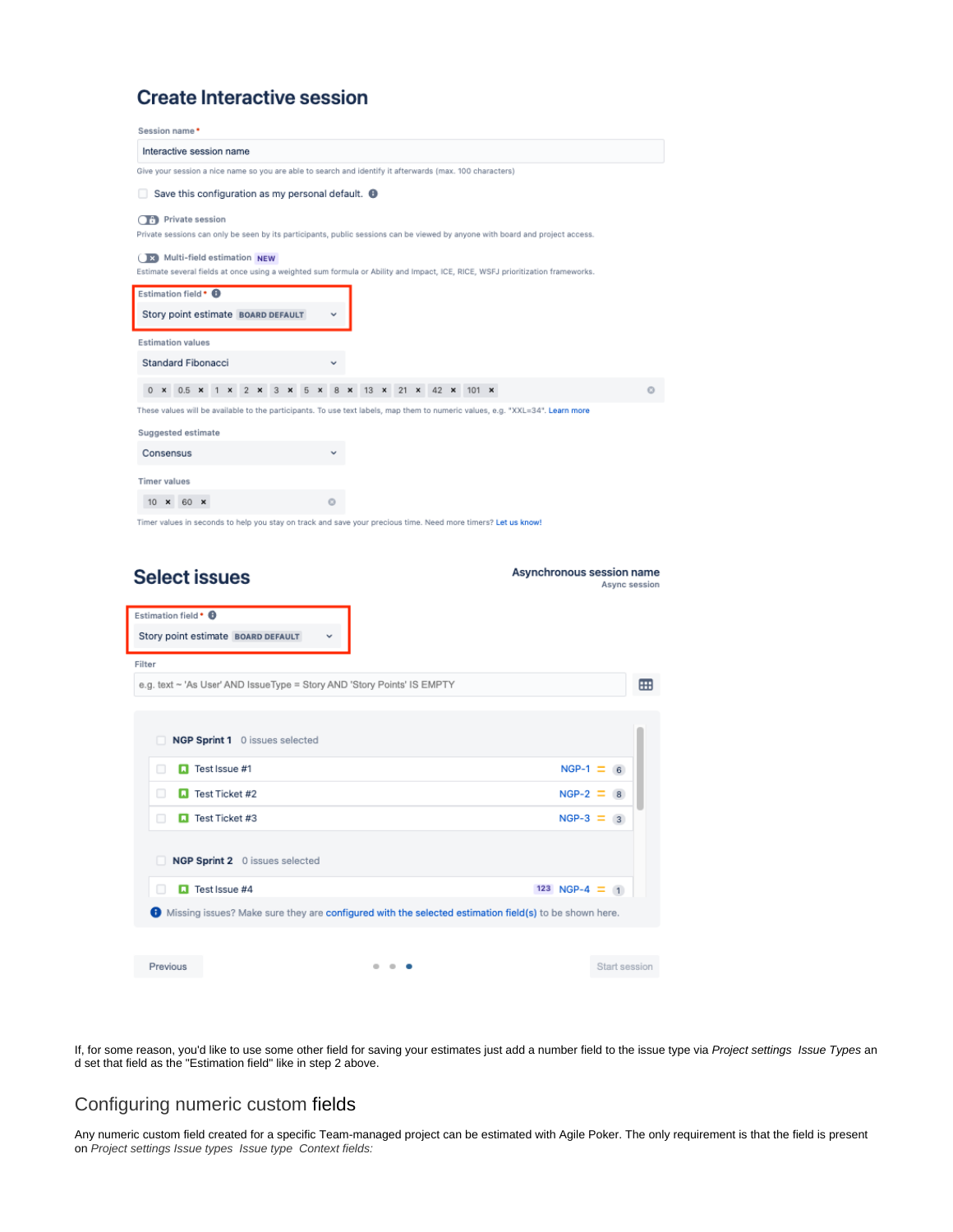## Create Interactive session

Session name *

Interactive session name

Give your session a nice name so you are able to search and identify it afterwards (max. 100 characters)

Save this configuration as my personal default.

Private session

Private sessions can only be seen by its participants, public sessions can be viewed by anyone with board and project access.

Multi-field estimation NEW

Estimate several fields at once using a weighted sum formula or Ability and Impact, ICE, RICE, WSFJ prioritization frameworks.

Estimation field *

Story point estimate BOARD DEFAULT

Estimation values

Standard Fibonacci

0 × 0.5 × 1 × 2 × 3 × 5 × 8 × 13 × 21 × 42 × 101 ×

These values will be available to the participants. To use text labels, map them to numeric values, e.g. "XXL=34". Learn more

Suggested estimate

Consensus

Timer values

10 × 60 ×

Timer values in seconds to help you stay on track and save your precious time. Need more timers? Let us know!

## Select issues

**Asynchronous session name**
Async session

Estimation field *

Story point estimate BOARD DEFAULT

Filter

e.g. text ~ 'As User' AND IssueType = Story AND 'Story Points' IS EMPTY

**NGP Sprint 1** 0 issues selected

| Issue | Key | Estimate |
|---|---|---|
| Test Issue #1 | NGP-1 | 6 |
| Test Ticket #2 | NGP-2 | 8 |
| Test Ticket #3 | NGP-3 | 3 |

**NGP Sprint 2** 0 issues selected

| Issue | Key | Estimate |
|---|---|---|
| Test Issue #4 | 123 NGP-4 | 1 |

Missing issues? Make sure they are configured with the selected estimation field(s) to be shown here.

Previous Start session

If, for some reason, you'd like to use some other field for saving your estimates just add a number field to the issue type via *Project settings Issue Types* and set that field as the "Estimation field" like in step 2 above.

## Configuring numeric custom fields

Any numeric custom field created for a specific Team-managed project can be estimated with Agile Poker. The only requirement is that the field is present on *Project settings Issue types Issue type Context fields:*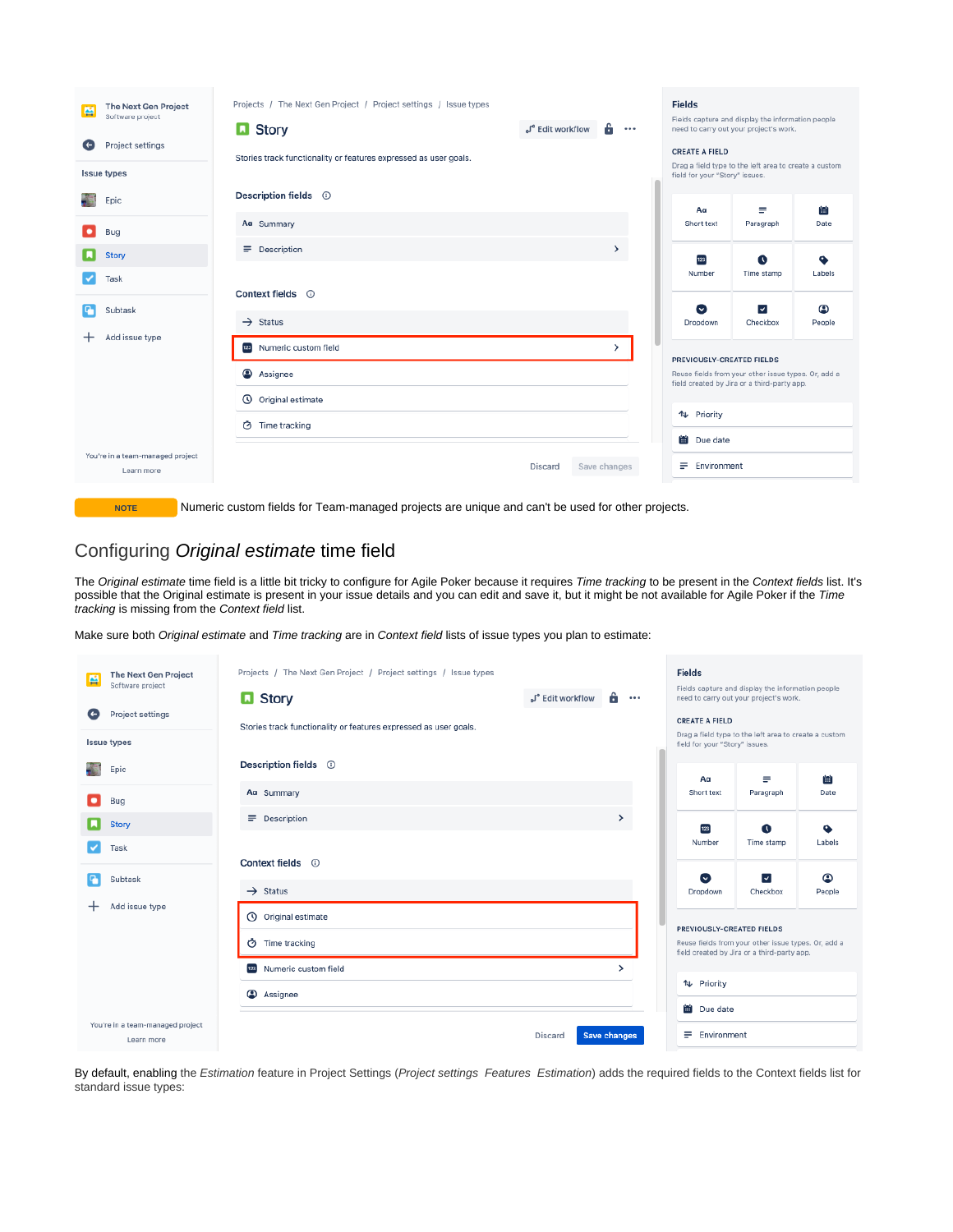**NOTE** Numeric custom fields for Team-managed projects are unique and can't be used for other projects.

## Configuring *Original estimate* time field

The *Original estimate* time field is a little bit tricky to configure for Agile Poker because it requires *Time tracking* to be present in the *Context fields* list. It's possible that the Original estimate is present in your issue details and you can edit and save it, but it might be not available for Agile Poker if the *Time tracking* is missing from the *Context field* list.

Make sure both *Original estimate* and *Time tracking* are in *Context field* lists of issue types you plan to estimate:

By default, enabling the *Estimation* feature in Project Settings (*Project settings Features Estimation*) adds the required fields to the Context fields list for standard issue types: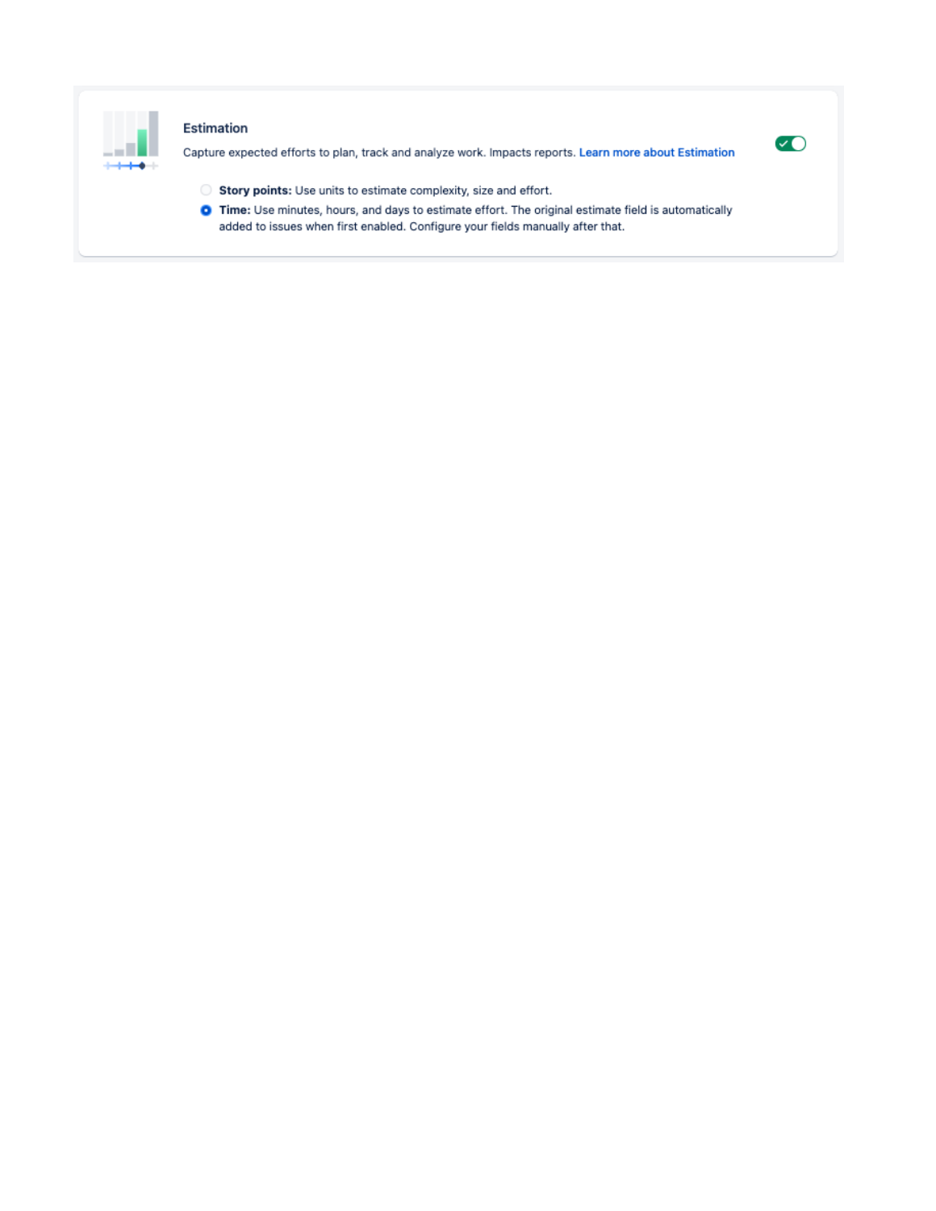### Estimation

Capture expected efforts to plan, track and analyze work. Impacts reports. Learn more about Estimation

- **Story points:** Use units to estimate complexity, size and effort.
- **Time:** Use minutes, hours, and days to estimate effort. The original estimate field is automatically added to issues when first enabled. Configure your fields manually after that.